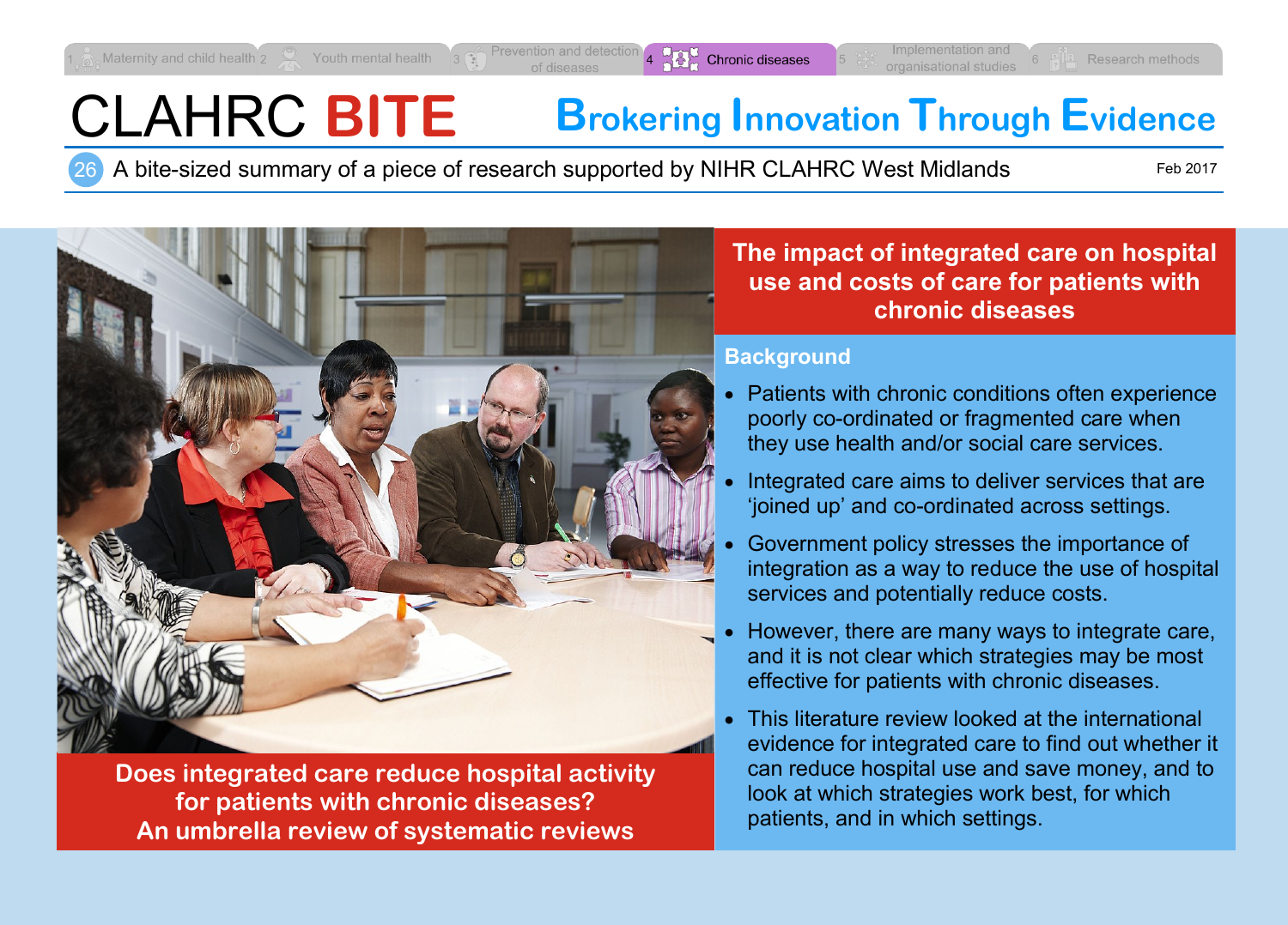1 Maternity and child health | 2 Youth mental health | 3 Prevention and detection of diseases | 4 Chronic diseases | 5 Implementation and organisational studies | 6 Research methods

# CLAHRC BITE

**Brokering Innovation Through Evidence**

26 A bite-sized summary of a piece of research supported by NIHR CLAHRC West Midlands

Feb 2017

**Does integrated care reduce hospital activity for patients with chronic diseases? An umbrella review of systematic reviews**

## The impact of integrated care on hospital use and costs of care for patients with chronic diseases

### Background

- Patients with chronic conditions often experience poorly co-ordinated or fragmented care when they use health and/or social care services.
- Integrated care aims to deliver services that are 'joined up' and co-ordinated across settings.
- Government policy stresses the importance of integration as a way to reduce the use of hospital services and potentially reduce costs.
- However, there are many ways to integrate care, and it is not clear which strategies may be most effective for patients with chronic diseases.
- This literature review looked at the international evidence for integrated care to find out whether it can reduce hospital use and save money, and to look at which strategies work best, for which patients, and in which settings.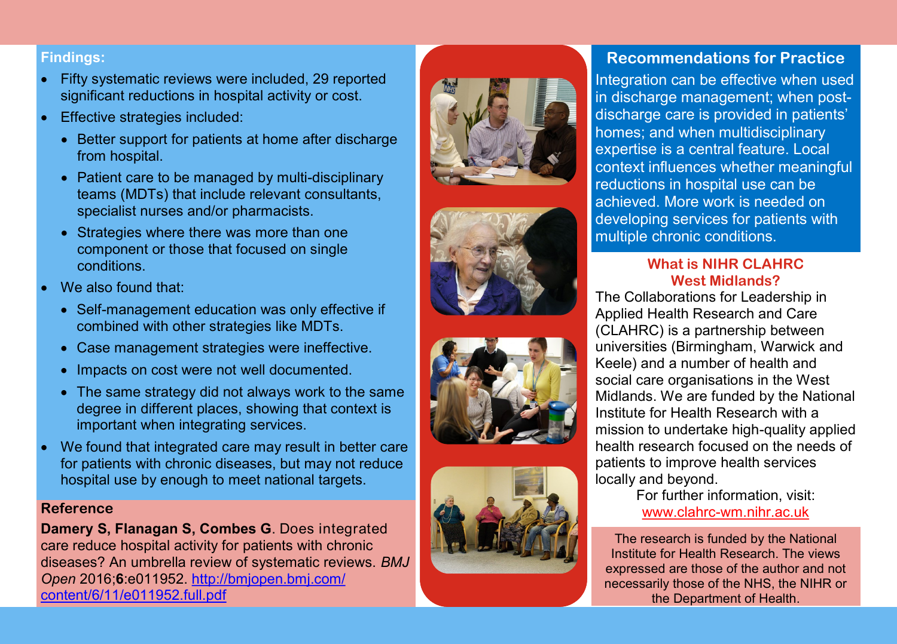## Findings:

- Fifty systematic reviews were included, 29 reported significant reductions in hospital activity or cost.
- Effective strategies included:
  - Better support for patients at home after discharge from hospital.
  - Patient care to be managed by multi-disciplinary teams (MDTs) that include relevant consultants, specialist nurses and/or pharmacists.
  - Strategies where there was more than one component or those that focused on single conditions.
- We also found that:
  - Self-management education was only effective if combined with other strategies like MDTs.
  - Case management strategies were ineffective.
  - Impacts on cost were not well documented.
  - The same strategy did not always work to the same degree in different places, showing that context is important when integrating services.
- We found that integrated care may result in better care for patients with chronic diseases, but may not reduce hospital use by enough to meet national targets.

## Reference

**Damery S, Flanagan S, Combes G**. Does integrated care reduce hospital activity for patients with chronic diseases? An umbrella review of systematic reviews. *BMJ Open* 2016;**6**:e011952. http://bmjopen.bmj.com/content/6/11/e011952.full.pdf

## Recommendations for Practice

Integration can be effective when used in discharge management; when post-discharge care is provided in patients' homes; and when multidisciplinary expertise is a central feature. Local context influences whether meaningful reductions in hospital use can be achieved. More work is needed on developing services for patients with multiple chronic conditions.

## What is NIHR CLAHRC West Midlands?

The Collaborations for Leadership in Applied Health Research and Care (CLAHRC) is a partnership between universities (Birmingham, Warwick and Keele) and a number of health and social care organisations in the West Midlands. We are funded by the National Institute for Health Research with a mission to undertake high-quality applied health research focused on the needs of patients to improve health services locally and beyond.

For further information, visit: www.clahrc-wm.nihr.ac.uk

The research is funded by the National Institute for Health Research. The views expressed are those of the author and not necessarily those of the NHS, the NIHR or the Department of Health.